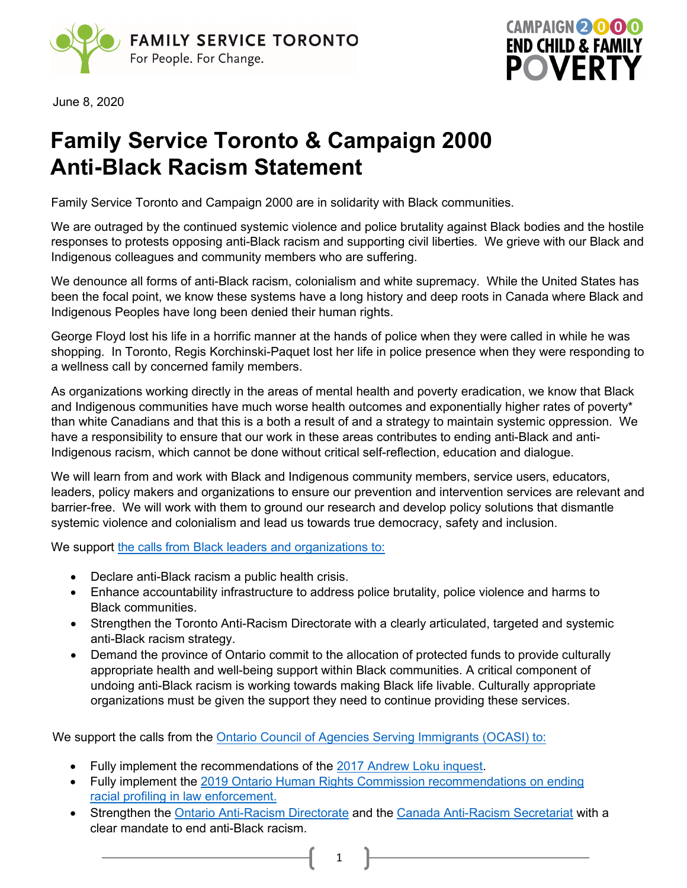June 8, 2020

# Family Service Toronto & Campaign 2000 Anti-Black Racism Statement

Family Service Toronto and Campaign 2000 are in solidarity with Black communities.

We are outraged by the continued systemic violence and police brutality against Black bodies and the hostile responses to protests opposing anti-Black racism and supporting civil liberties. We grieve with our Black and Indigenous colleagues and community members who are suffering.

We denounce all forms of anti-Black racism, colonialism and white supremacy. While the United States has been the focal point, we know these systems have a long history and deep roots in Canada where Black and Indigenous Peoples have long been denied their human rights.

George Floyd lost his life in a horrific manner at the hands of police when they were called in while he was shopping. In Toronto, Regis Korchinski-Paquet lost her life in police presence when they were responding to a wellness call by concerned family members.

As organizations working directly in the areas of mental health and poverty eradication, we know that Black and Indigenous communities have much worse health outcomes and exponentially higher rates of poverty* than white Canadians and that this is a both a result of and a strategy to maintain systemic oppression. We have a responsibility to ensure that our work in these areas contributes to ending anti-Black and anti-Indigenous racism, which cannot be done without critical self-reflection, education and dialogue.

We will learn from and work with Black and Indigenous community members, service users, educators, leaders, policy makers and organizations to ensure our prevention and intervention services are relevant and barrier-free. We will work with them to ground our research and develop policy solutions that dismantle systemic violence and colonialism and lead us towards true democracy, safety and inclusion.

We support the calls from Black leaders and organizations to:

- Declare anti-Black racism a public health crisis.
- Enhance accountability infrastructure to address police brutality, police violence and harms to Black communities.
- Strengthen the Toronto Anti-Racism Directorate with a clearly articulated, targeted and systemic anti-Black racism strategy.
- Demand the province of Ontario commit to the allocation of protected funds to provide culturally appropriate health and well-being support within Black communities. A critical component of undoing anti-Black racism is working towards making Black life livable. Culturally appropriate organizations must be given the support they need to continue providing these services.

We support the calls from the Ontario Council of Agencies Serving Immigrants (OCASI) to:

- Fully implement the recommendations of the 2017 Andrew Loku inquest.
- Fully implement the 2019 Ontario Human Rights Commission recommendations on ending racial profiling in law enforcement.
- Strengthen the Ontario Anti-Racism Directorate and the Canada Anti-Racism Secretariat with a clear mandate to end anti-Black racism.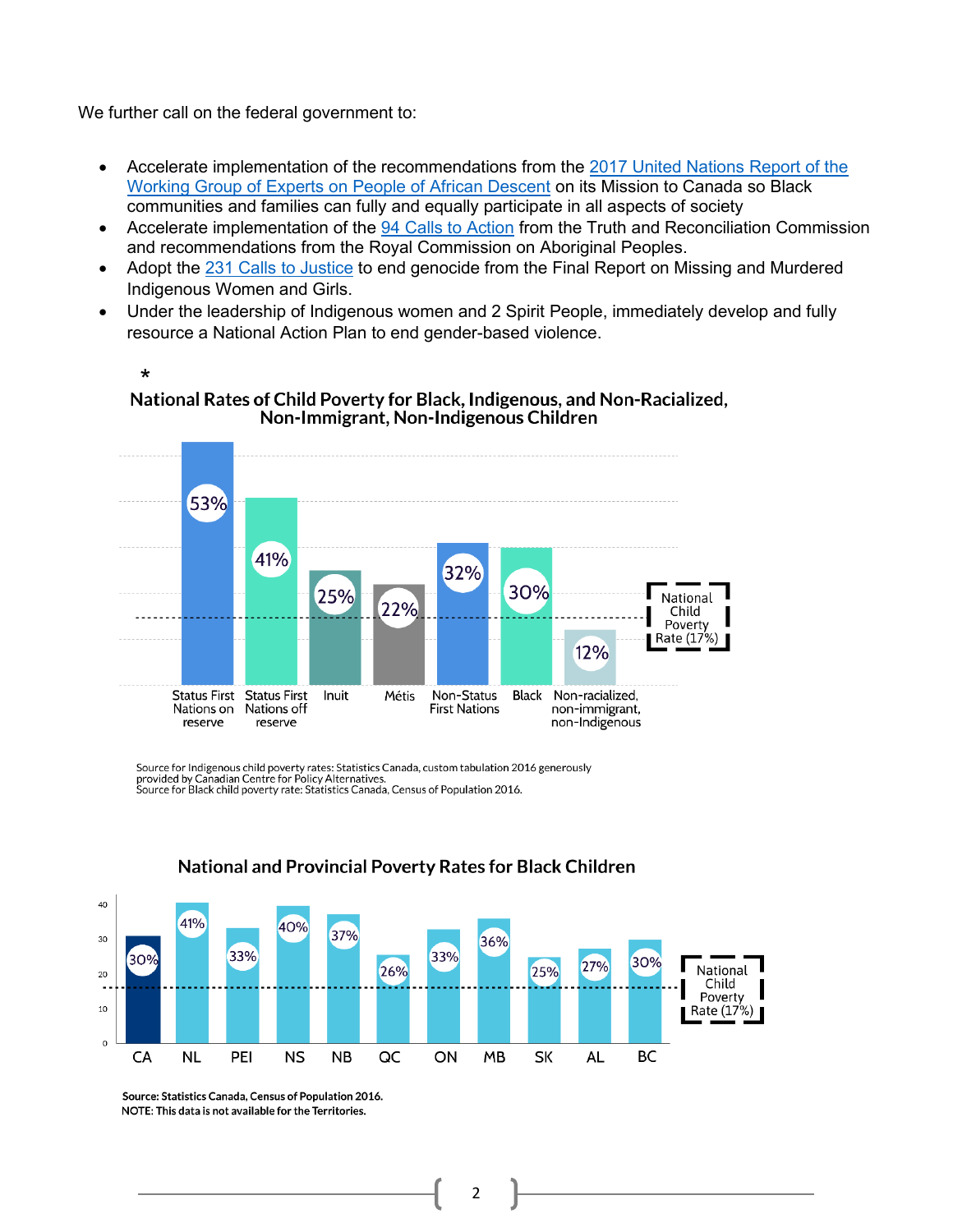We further call on the federal government to:

- Accelerate implementation of the recommendations from the 2017 United Nations Report of the Working Group of Experts on People of African Descent on its Mission to Canada so Black communities and families can fully and equally participate in all aspects of society
- Accelerate implementation of the 94 Calls to Action from the Truth and Reconciliation Commission and recommendations from the Royal Commission on Aboriginal Peoples.
- Adopt the 231 Calls to Justice to end genocide from the Final Report on Missing and Murdered Indigenous Women and Girls.
- Under the leadership of Indigenous women and 2 Spirit People, immediately develop and fully resource a National Action Plan to end gender-based violence.

*

**National Rates of Child Poverty for Black, Indigenous, and Non-Racialized, Non-Immigrant, Non-Indigenous Children**

53%
41%
25%
22%
32%
30%
12%

Status First Nations on reserve
Status First Nations off reserve
Inuit
Métis
Non-Status First Nations
Black
Non-racialized, non-immigrant, non-Indigenous

National Child Poverty Rate (17%)

Source for Indigenous child poverty rates: Statistics Canada, custom tabulation 2016 generously provided by Canadian Centre for Policy Alternatives.
Source for Black child poverty rate: Statistics Canada, Census of Population 2016.

**National and Provincial Poverty Rates for Black Children**

0
10
20
30
40

30%
41%
33%
40%
37%
26%
33%
36%
25%
27%
30%

CA
NL
PEI
NS
NB
QC
ON
MB
SK
AL
BC

National Child Poverty Rate (17%)

**Source: Statistics Canada, Census of Population 2016.**
**NOTE: This data is not available for the Territories.**